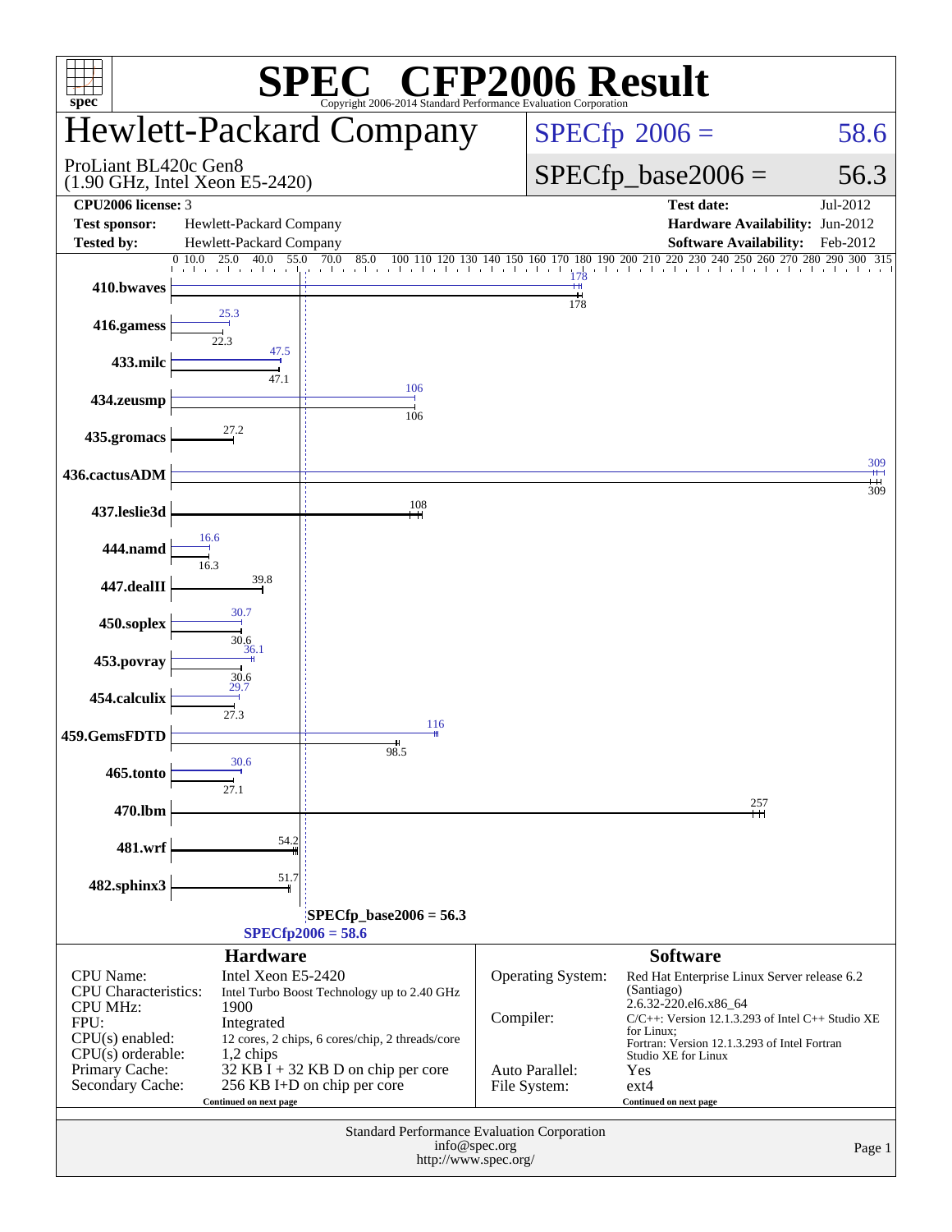# SPEC CFP2006 Result

Copyright 2006-2014 Standard Performance Evaluation Corporation

## Hewlett-Packard Company

ProLiant BL420c Gen8
(1.90 GHz, Intel Xeon E5-2420)

SPECfp 2006 = 58.6

SPECfp_base2006 = 56.3

| | | | |
|---|---|---|---|
| **CPU2006 license:** 3 | | **Test date:** | Jul-2012 |
| **Test sponsor:** | Hewlett-Packard Company | **Hardware Availability:** | Jun-2012 |
| **Tested by:** | Hewlett-Packard Company | **Software Availability:** | Feb-2012 |

| Benchmark | Peak | Base |
|---|---|---|
| 410.bwaves | 178 | 178 |
| 416.gamess | 25.3 | 22.3 |
| 433.milc | 47.5 | 47.1 |
| 434.zeusmp | 106 | 106 |
| 435.gromacs | 27.2 | 27.2 |
| 436.cactusADM | 309 | 309 |
| 437.leslie3d | 108 | 108 |
| 444.namd | 16.6 | 16.3 |
| 447.dealII | 39.8 | 39.8 |
| 450.soplex | 30.7 | 30.6 |
| 453.povray | 36.1 | 30.6 |
| 454.calculix | 29.7 | 27.3 |
| 459.GemsFDTD | 116 | 98.5 |
| 465.tonto | 30.6 | 27.1 |
| 470.lbm | 257 | 257 |
| 481.wrf | 54.2 | 54.2 |
| 482.sphinx3 | 51.7 | 51.7 |

SPECfp_base2006 = 56.3

SPECfp2006 = 58.6

### Hardware

| | |
|---|---|
| CPU Name: | Intel Xeon E5-2420 |
| CPU Characteristics: | Intel Turbo Boost Technology up to 2.40 GHz |
| CPU MHz: | 1900 |
| FPU: | Integrated |
| CPU(s) enabled: | 12 cores, 2 chips, 6 cores/chip, 2 threads/core |
| CPU(s) orderable: | 1,2 chips |
| Primary Cache: | 32 KB I + 32 KB D on chip per core |
| Secondary Cache: | 256 KB I+D on chip per core |

Continued on next page

### Software

| | |
|---|---|
| Operating System: | Red Hat Enterprise Linux Server release 6.2 (Santiago) 2.6.32-220.el6.x86_64 |
| Compiler: | C/C++: Version 12.1.3.293 of Intel C++ Studio XE for Linux; Fortran: Version 12.1.3.293 of Intel Fortran Studio XE for Linux |
| Auto Parallel: | Yes |
| File System: | ext4 |

Continued on next page

Standard Performance Evaluation Corporation
info@spec.org
http://www.spec.org/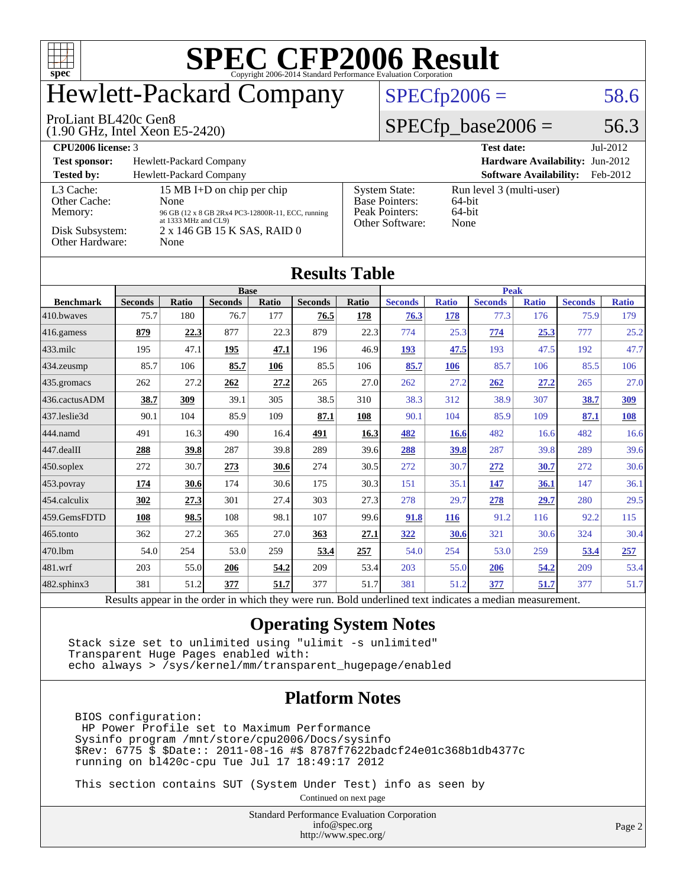# SPEC CFP2006 Result

Copyright 2006-2014 Standard Performance Evaluation Corporation

# Hewlett-Packard Company

ProLiant BL420c Gen8
(1.90 GHz, Intel Xeon E5-2420)

SPECfp2006 = 58.6

SPECfp_base2006 = 56.3

| | | | |
|---|---|---|---|
| **CPU2006 license:** | 3 | **Test date:** | Jul-2012 |
| **Test sponsor:** | Hewlett-Packard Company | **Hardware Availability:** | Jun-2012 |
| **Tested by:** | Hewlett-Packard Company | **Software Availability:** | Feb-2012 |

| | | | |
|---|---|---|---|
| L3 Cache: | 15 MB I+D on chip per chip | System State: | Run level 3 (multi-user) |
| Other Cache: | None | Base Pointers: | 64-bit |
| Memory: | 96 GB (12 x 8 GB 2Rx4 PC3-12800R-11, ECC, running at 1333 MHz and CL9) | Peak Pointers: | 64-bit |
| Disk Subsystem: | 2 x 146 GB 15 K SAS, RAID 0 | Other Software: | None |
| Other Hardware: | None | | |

## Results Table

| Benchmark | Base | | | | | | Peak | | | | | |
|---|---|---|---|---|---|---|---|---|---|---|---|---|
| | Seconds | Ratio | Seconds | Ratio | Seconds | Ratio | Seconds | Ratio | Seconds | Ratio | Seconds | Ratio |
| 410.bwaves | 75.7 | 180 | 76.7 | 177 | **76.5** | **178** | **76.3** | **178** | 77.3 | 176 | 75.9 | 179 |
| 416.gamess | **879** | **22.3** | 877 | 22.3 | 879 | 22.3 | 774 | 25.3 | **774** | **25.3** | 777 | 25.2 |
| 433.milc | 195 | 47.1 | **195** | **47.1** | 196 | 46.9 | **193** | **47.5** | 193 | 47.5 | 192 | 47.7 |
| 434.zeusmp | 85.7 | 106 | **85.7** | **106** | 85.5 | 106 | **85.7** | **106** | 85.7 | 106 | 85.5 | 106 |
| 435.gromacs | 262 | 27.2 | **262** | **27.2** | 265 | 27.0 | 262 | 27.2 | **262** | **27.2** | 265 | 27.0 |
| 436.cactusADM | **38.7** | **309** | 39.1 | 305 | 38.5 | 310 | 38.3 | 312 | 38.9 | 307 | **38.7** | **309** |
| 437.leslie3d | 90.1 | 104 | 85.9 | 109 | **87.1** | **108** | 90.1 | 104 | 85.9 | 109 | **87.1** | **108** |
| 444.namd | 491 | 16.3 | 490 | 16.4 | **491** | **16.3** | **482** | **16.6** | 482 | 16.6 | 482 | 16.6 |
| 447.dealII | **288** | **39.8** | 287 | 39.8 | 289 | 39.6 | **288** | **39.8** | 287 | 39.8 | 289 | 39.6 |
| 450.soplex | 272 | 30.7 | **273** | **30.6** | 274 | 30.5 | 272 | 30.7 | **272** | **30.7** | 272 | 30.6 |
| 453.povray | **174** | **30.6** | 174 | 30.6 | 175 | 30.3 | 151 | 35.1 | **147** | **36.1** | 147 | 36.1 |
| 454.calculix | **302** | **27.3** | 301 | 27.4 | 303 | 27.3 | 278 | 29.7 | **278** | **29.7** | 280 | 29.5 |
| 459.GemsFDTD | **108** | **98.5** | 108 | 98.1 | 107 | 99.6 | **91.8** | **116** | 91.2 | 116 | 92.2 | 115 |
| 465.tonto | 362 | 27.2 | 365 | 27.0 | **363** | **27.1** | **322** | **30.6** | 321 | 30.6 | 324 | 30.4 |
| 470.lbm | 54.0 | 254 | 53.0 | 259 | **53.4** | **257** | 54.0 | 254 | 53.0 | 259 | **53.4** | **257** |
| 481.wrf | 203 | 55.0 | **206** | **54.2** | 209 | 53.4 | 203 | 55.0 | **206** | **54.2** | 209 | 53.4 |
| 482.sphinx3 | 381 | 51.2 | **377** | **51.7** | 377 | 51.7 | 381 | 51.2 | **377** | **51.7** | 377 | 51.7 |

Results appear in the order in which they were run. Bold underlined text indicates a median measurement.

## Operating System Notes

```
Stack size set to unlimited using "ulimit -s unlimited"
Transparent Huge Pages enabled with:
echo always > /sys/kernel/mm/transparent_hugepage/enabled
```

## Platform Notes

```
BIOS configuration:
 HP Power Profile set to Maximum Performance
Sysinfo program /mnt/store/cpu2006/Docs/sysinfo
$Rev: 6775 $ $Date:: 2011-08-16 #$ 8787f7622badcf24e01c368b1db4377c
running on bl420c-cpu Tue Jul 17 18:49:17 2012

This section contains SUT (System Under Test) info as seen by
```

Continued on next page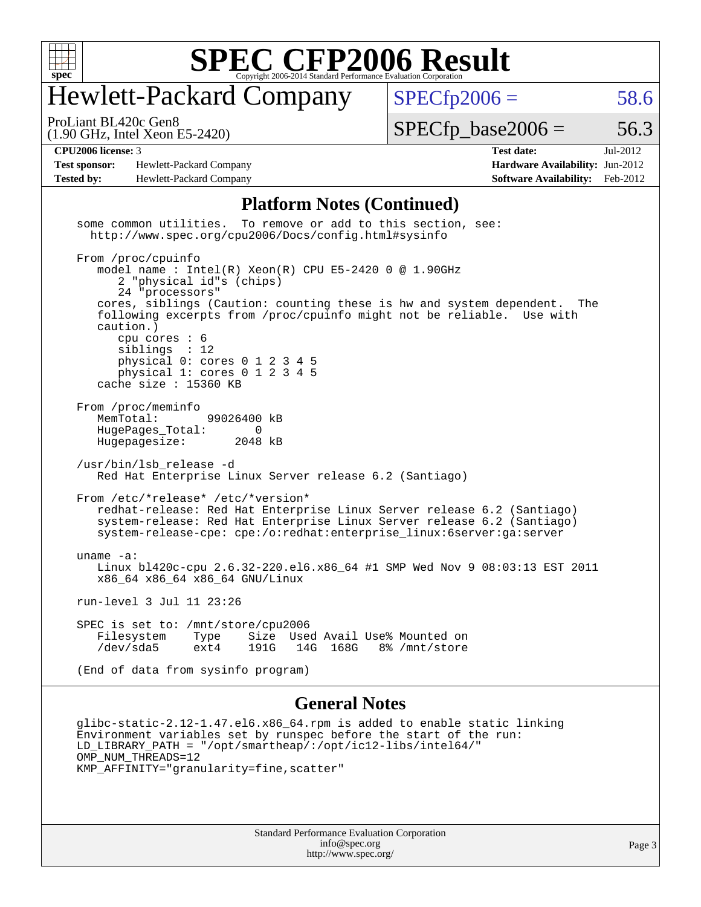# SPEC CFP2006 Result

Copyright 2006-2014 Standard Performance Evaluation Corporation

## Hewlett-Packard Company

ProLiant BL420c Gen8
(1.90 GHz, Intel Xeon E5-2420)

SPECfp2006 = 58.6

SPECfp_base2006 = 56.3

| | | | |
|---|---|---|---|
| **CPU2006 license:** 3 | | **Test date:** | Jul-2012 |
| **Test sponsor:** | Hewlett-Packard Company | **Hardware Availability:** | Jun-2012 |
| **Tested by:** | Hewlett-Packard Company | **Software Availability:** | Feb-2012 |

### Platform Notes (Continued)

```
some common utilities.  To remove or add to this section, see:
  http://www.spec.org/cpu2006/Docs/config.html#sysinfo

From /proc/cpuinfo
   model name : Intel(R) Xeon(R) CPU E5-2420 0 @ 1.90GHz
      2 "physical id"s (chips)
      24 "processors"
   cores, siblings (Caution: counting these is hw and system dependent.  The
   following excerpts from /proc/cpuinfo might not be reliable.  Use with
   caution.)
      cpu cores : 6
      siblings  : 12
      physical 0: cores 0 1 2 3 4 5
      physical 1: cores 0 1 2 3 4 5
   cache size : 15360 KB

From /proc/meminfo
   MemTotal:       99026400 kB
   HugePages_Total:       0
   Hugepagesize:       2048 kB

/usr/bin/lsb_release -d
   Red Hat Enterprise Linux Server release 6.2 (Santiago)

From /etc/*release* /etc/*version*
   redhat-release: Red Hat Enterprise Linux Server release 6.2 (Santiago)
   system-release: Red Hat Enterprise Linux Server release 6.2 (Santiago)
   system-release-cpe: cpe:/o:redhat:enterprise_linux:6server:ga:server

uname -a:
   Linux bl420c-cpu 2.6.32-220.el6.x86_64 #1 SMP Wed Nov 9 08:03:13 EST 2011
   x86_64 x86_64 x86_64 GNU/Linux

run-level 3 Jul 11 23:26

SPEC is set to: /mnt/store/cpu2006
   Filesystem    Type    Size  Used Avail Use% Mounted on
   /dev/sda5     ext4    191G   14G  168G   8% /mnt/store

(End of data from sysinfo program)
```

### General Notes

```
glibc-static-2.12-1.47.el6.x86_64.rpm is added to enable static linking
Environment variables set by runspec before the start of the run:
LD_LIBRARY_PATH = "/opt/smartheap/:/opt/ic12-libs/intel64/"
OMP_NUM_THREADS=12
KMP_AFFINITY="granularity=fine,scatter"
```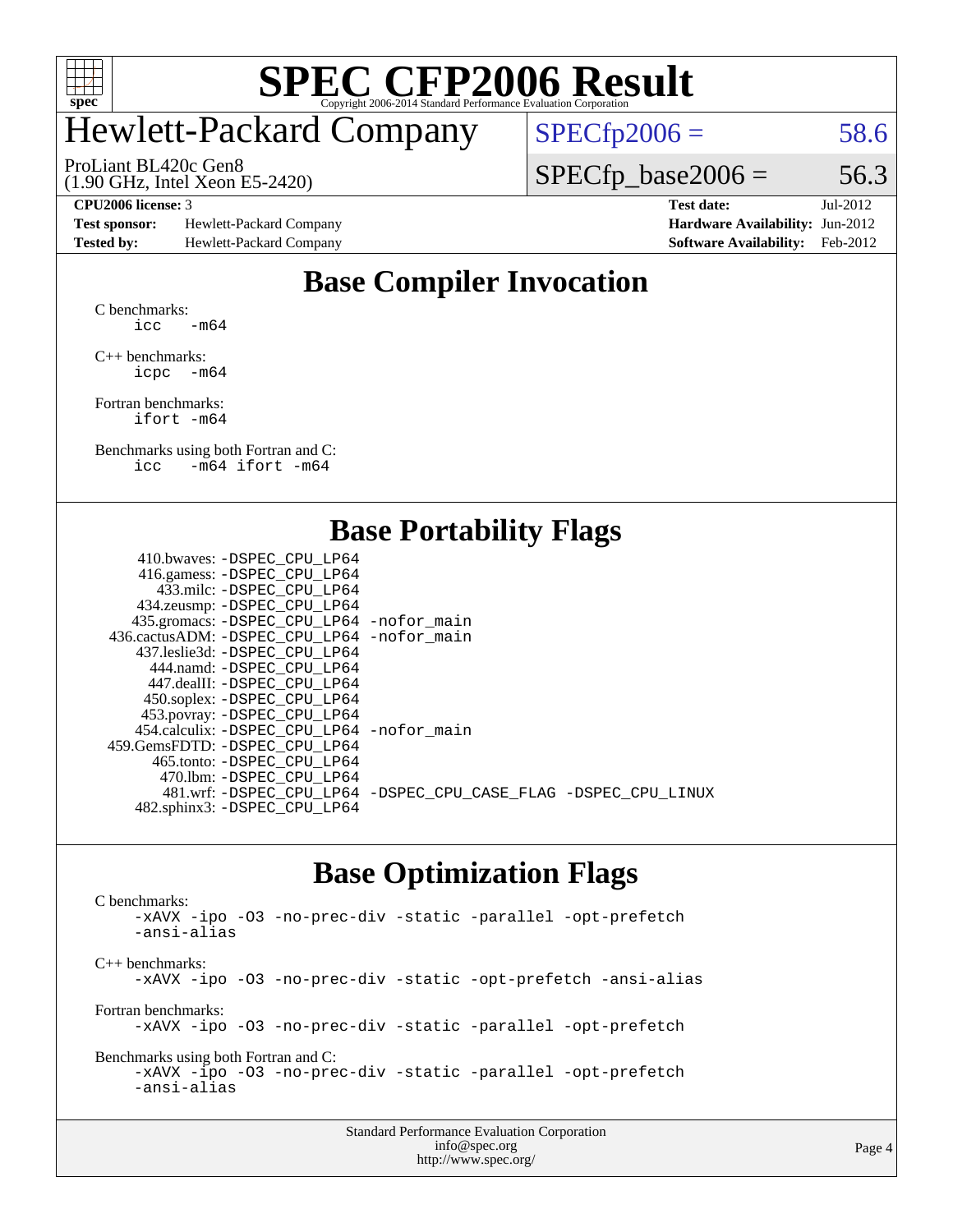# SPEC CFP2006 Result

Copyright 2006-2014 Standard Performance Evaluation Corporation

## Hewlett-Packard Company

ProLiant BL420c Gen8
(1.90 GHz, Intel Xeon E5-2420)

SPECfp2006 = 58.6

SPECfp_base2006 = 56.3

| | | | |
|---|---|---|---|
| **CPU2006 license:** 3 | | **Test date:** | Jul-2012 |
| **Test sponsor:** | Hewlett-Packard Company | **Hardware Availability:** | Jun-2012 |
| **Tested by:** | Hewlett-Packard Company | **Software Availability:** | Feb-2012 |

## Base Compiler Invocation

C benchmarks:
```
icc   -m64
```

C++ benchmarks:
```
icpc  -m64
```

Fortran benchmarks:
```
ifort -m64
```

Benchmarks using both Fortran and C:
```
icc   -m64 ifort -m64
```

## Base Portability Flags

410.bwaves: -DSPEC_CPU_LP64
416.gamess: -DSPEC_CPU_LP64
433.milc: -DSPEC_CPU_LP64
434.zeusmp: -DSPEC_CPU_LP64
435.gromacs: -DSPEC_CPU_LP64 -nofor_main
436.cactusADM: -DSPEC_CPU_LP64 -nofor_main
437.leslie3d: -DSPEC_CPU_LP64
444.namd: -DSPEC_CPU_LP64
447.dealII: -DSPEC_CPU_LP64
450.soplex: -DSPEC_CPU_LP64
453.povray: -DSPEC_CPU_LP64
454.calculix: -DSPEC_CPU_LP64 -nofor_main
459.GemsFDTD: -DSPEC_CPU_LP64
465.tonto: -DSPEC_CPU_LP64
470.lbm: -DSPEC_CPU_LP64
481.wrf: -DSPEC_CPU_LP64 -DSPEC_CPU_CASE_FLAG -DSPEC_CPU_LINUX
482.sphinx3: -DSPEC_CPU_LP64

## Base Optimization Flags

C benchmarks:
```
-xAVX -ipo -O3 -no-prec-div -static -parallel -opt-prefetch
-ansi-alias
```

C++ benchmarks:
```
-xAVX -ipo -O3 -no-prec-div -static -opt-prefetch -ansi-alias
```

Fortran benchmarks:
```
-xAVX -ipo -O3 -no-prec-div -static -parallel -opt-prefetch
```

Benchmarks using both Fortran and C:
```
-xAVX -ipo -O3 -no-prec-div -static -parallel -opt-prefetch
-ansi-alias
```

Standard Performance Evaluation Corporation
info@spec.org
http://www.spec.org/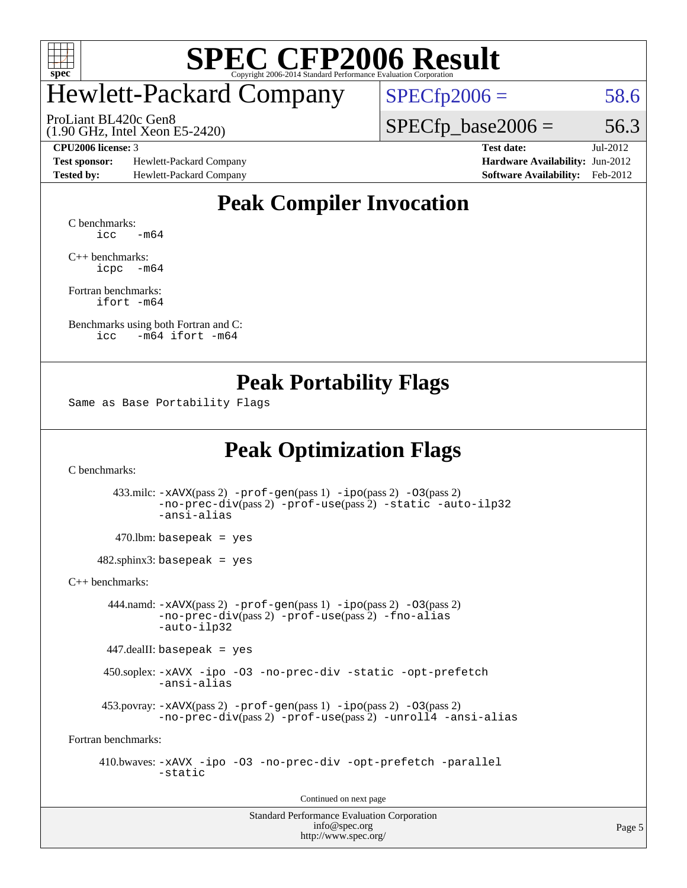# SPEC CFP2006 Result

Copyright 2006-2014 Standard Performance Evaluation Corporation

## Hewlett-Packard Company

ProLiant BL420c Gen8
(1.90 GHz, Intel Xeon E5-2420)

SPECfp2006 = 58.6

SPECfp_base2006 = 56.3

| | | | |
|---|---|---|---|
| **CPU2006 license:** 3 | | **Test date:** | Jul-2012 |
| **Test sponsor:** | Hewlett-Packard Company | **Hardware Availability:** | Jun-2012 |
| **Tested by:** | Hewlett-Packard Company | **Software Availability:** | Feb-2012 |

## Peak Compiler Invocation

C benchmarks:
```
icc   -m64
```

C++ benchmarks:
```
icpc  -m64
```

Fortran benchmarks:
```
ifort -m64
```

Benchmarks using both Fortran and C:
```
icc   -m64 ifort -m64
```

## Peak Portability Flags

Same as Base Portability Flags

## Peak Optimization Flags

C benchmarks:

433.milc: -xAVX(pass 2) -prof-gen(pass 1) -ipo(pass 2) -O3(pass 2) -no-prec-div(pass 2) -prof-use(pass 2) -static -auto-ilp32 -ansi-alias

470.lbm: basepeak = yes

482.sphinx3: basepeak = yes

C++ benchmarks:

444.namd: -xAVX(pass 2) -prof-gen(pass 1) -ipo(pass 2) -O3(pass 2) -no-prec-div(pass 2) -prof-use(pass 2) -fno-alias -auto-ilp32

447.dealII: basepeak = yes

450.soplex: -xAVX -ipo -O3 -no-prec-div -static -opt-prefetch -ansi-alias

453.povray: -xAVX(pass 2) -prof-gen(pass 1) -ipo(pass 2) -O3(pass 2) -no-prec-div(pass 2) -prof-use(pass 2) -unroll4 -ansi-alias

Fortran benchmarks:

410.bwaves: -xAVX -ipo -O3 -no-prec-div -opt-prefetch -parallel -static

Continued on next page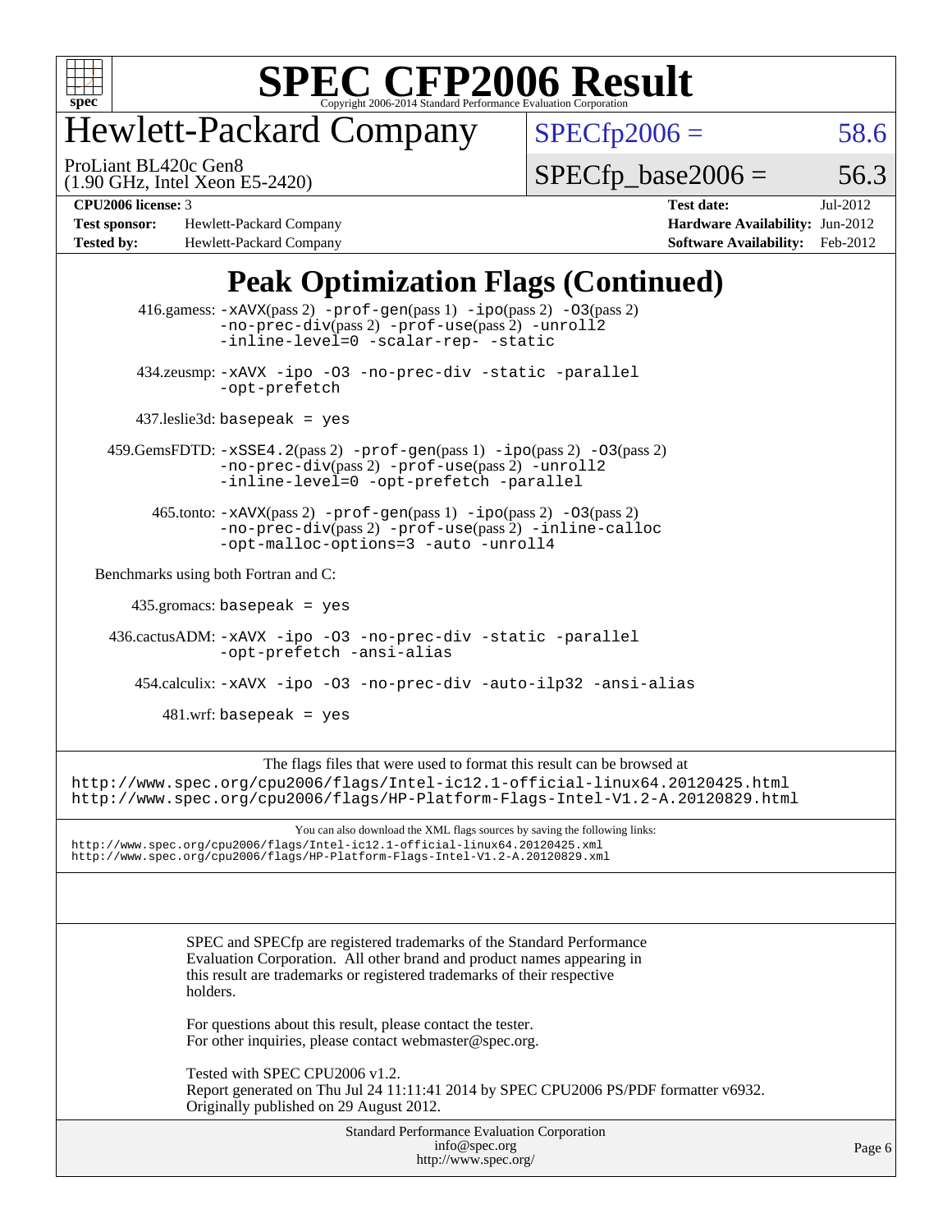# SPEC CFP2006 Result

Copyright 2006-2014 Standard Performance Evaluation Corporation

## Hewlett-Packard Company

ProLiant BL420c Gen8
(1.90 GHz, Intel Xeon E5-2420)

SPECfp2006 = 58.6

SPECfp_base2006 = 56.3

| | | | |
|---|---|---|---|
| **CPU2006 license:** 3 | | **Test date:** | Jul-2012 |
| **Test sponsor:** | Hewlett-Packard Company | **Hardware Availability:** | Jun-2012 |
| **Tested by:** | Hewlett-Packard Company | **Software Availability:** | Feb-2012 |

## Peak Optimization Flags (Continued)

416.gamess: -xAVX(pass 2) -prof-gen(pass 1) -ipo(pass 2) -O3(pass 2) -no-prec-div(pass 2) -prof-use(pass 2) -unroll2 -inline-level=0 -scalar-rep- -static

434.zeusmp: -xAVX -ipo -O3 -no-prec-div -static -parallel -opt-prefetch

437.leslie3d: basepeak = yes

459.GemsFDTD: -xSSE4.2(pass 2) -prof-gen(pass 1) -ipo(pass 2) -O3(pass 2) -no-prec-div(pass 2) -prof-use(pass 2) -unroll2 -inline-level=0 -opt-prefetch -parallel

465.tonto: -xAVX(pass 2) -prof-gen(pass 1) -ipo(pass 2) -O3(pass 2) -no-prec-div(pass 2) -prof-use(pass 2) -inline-calloc -opt-malloc-options=3 -auto -unroll4

Benchmarks using both Fortran and C:

435.gromacs: basepeak = yes

436.cactusADM: -xAVX -ipo -O3 -no-prec-div -static -parallel -opt-prefetch -ansi-alias

454.calculix: -xAVX -ipo -O3 -no-prec-div -auto-ilp32 -ansi-alias

481.wrf: basepeak = yes

The flags files that were used to format this result can be browsed at
http://www.spec.org/cpu2006/flags/Intel-ic12.1-official-linux64.20120425.html
http://www.spec.org/cpu2006/flags/HP-Platform-Flags-Intel-V1.2-A.20120829.html

You can also download the XML flags sources by saving the following links:
http://www.spec.org/cpu2006/flags/Intel-ic12.1-official-linux64.20120425.xml
http://www.spec.org/cpu2006/flags/HP-Platform-Flags-Intel-V1.2-A.20120829.xml

SPEC and SPECfp are registered trademarks of the Standard Performance Evaluation Corporation. All other brand and product names appearing in this result are trademarks or registered trademarks of their respective holders.

For questions about this result, please contact the tester.
For other inquiries, please contact webmaster@spec.org.

Tested with SPEC CPU2006 v1.2.
Report generated on Thu Jul 24 11:11:41 2014 by SPEC CPU2006 PS/PDF formatter v6932.
Originally published on 29 August 2012.

Standard Performance Evaluation Corporation
info@spec.org
http://www.spec.org/